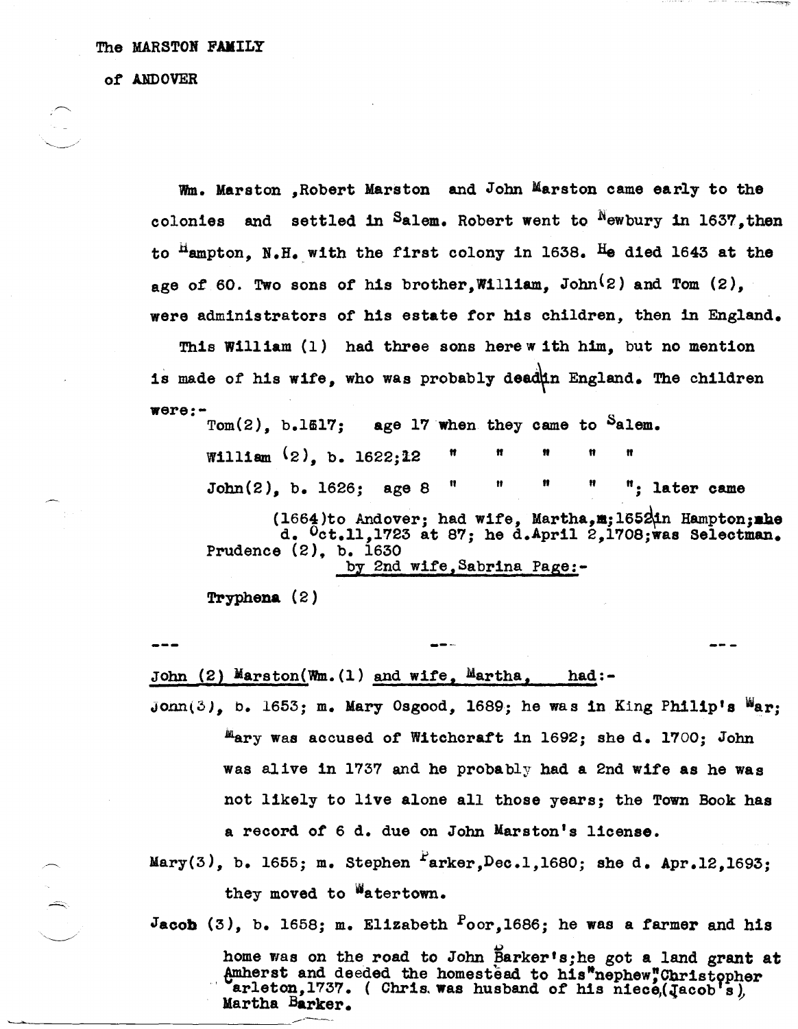The MARSTON FAMILY

of ANDOVER

Wm. Marston ,Robert Marston and John Marston came early to the colonies and settled in Salem. Robert went to Newbury in 1637,then to Hampton, N.H. with the first colony in 1638. He died 1643 at the age of 60. Two sons of his brother,William, John(2) and Tom (2), were administrators of his estate for his children, then in England.

This William (1) had three sons here with him, but no mention is made of his wife, who was probably dead in England. The children were:-

Tom(2), b.1617; age 17 when they came to Salem.

William (2), b. 1622;12 " " " " "

John(2), b. 1626; age 8 " " " " "; later came (1664)to Andover; had wife, Martha,m;1652 in Hampton;she d. Oct.11,1723 at 87; he d.April 2,1708;was Selectman.

Prudence (2), b. 1630

by 2nd wife,Sabrina Page:-

Tryphena (2)

--- --- ---

John (2) Marston(Wm.(1) and wife, Martha, had:-

John(3), b. 1653; m. Mary Osgood, 1689; he was in King Philip's War; Mary was accused of Witchcraft in 1692; she d. 1700; John was alive in 1737 and he probably had a 2nd wife as he was not likely to live alone all those years; the Town Book has a record of 6 d. due on John Marston's license.

Mary(3), b. 1655; m. Stephen Parker,Dec.1,1680; she d. Apr.12,1693; they moved to Watertown.

Jacob (3), b. 1658; m. Elizabeth Poor,1686; he was a farmer and his home was on the road to John Barker's;he got a land grant at Amherst and deeded the homestead to his"nephew"Christopher Carleton,1737. ( Chris. was husband of his niece,(Jacob's), Martha Barker.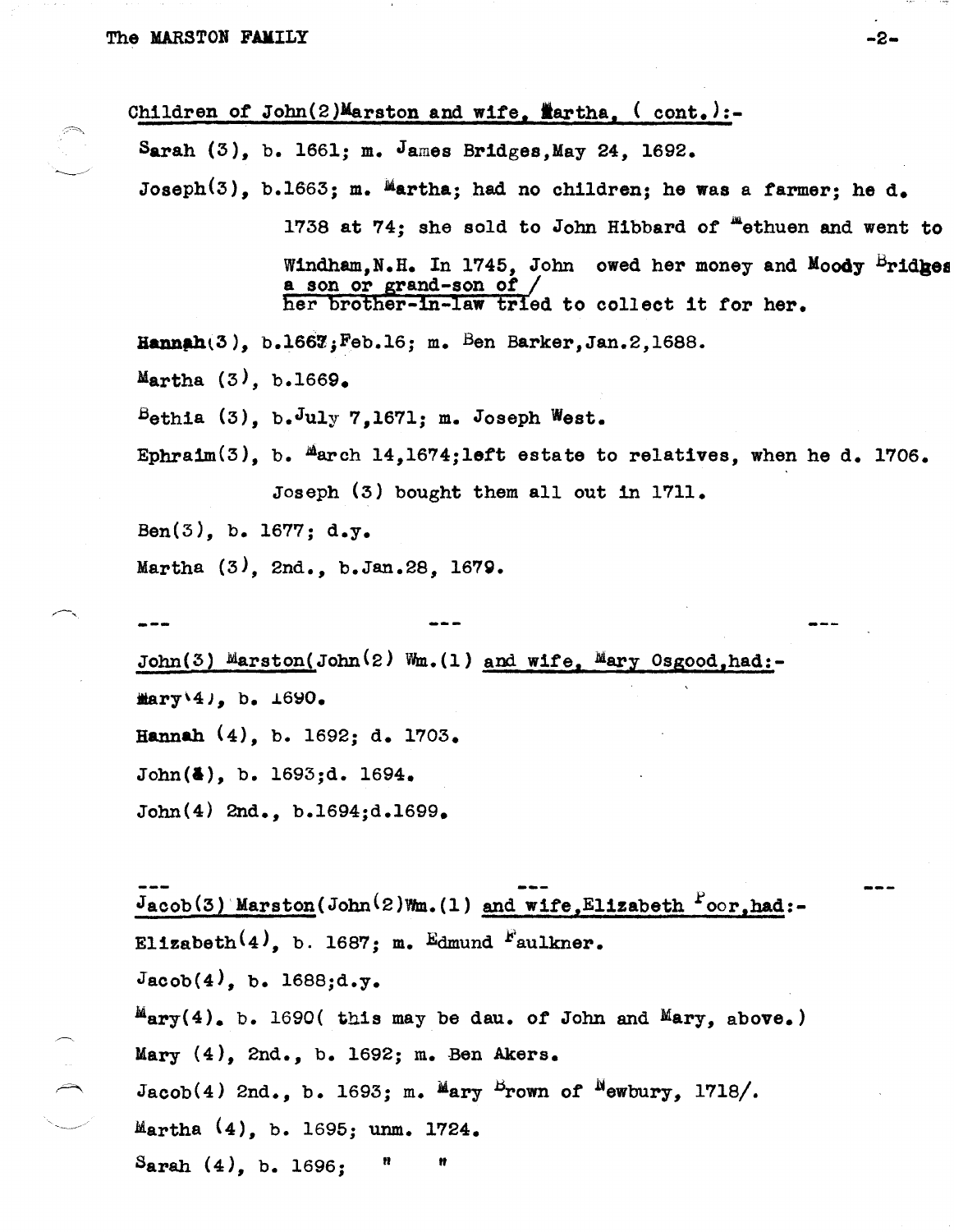Children of John(2)Marston and wife, Martha, ( cont.):-

Sarah (3), b. 1661; m. James Bridges,May 24, 1692.

Joseph(3), b.1663; m. Martha; had no children; he was a farmer; he d. 1738 at 74; she sold to John Hibbard of Methuen and went to Windham,N.H. In 1745, John owed her money and Moody Bridges a son or grand-son of / her brother-in-law tried to collect it for her.

**Hannah**(3), b.1667;Feb.16; m. Ben Barker,Jan.2,1688.

Martha (3), b.1669.

Bethia (3), b.July 7,1671; m. Joseph West.

Ephraim(3), b. March 14,1674;left estate to relatives, when he d. 1706. Joseph (3) bought them all out in 1711.

Ben(3), b. 1677; d.y.

Martha (3), 2nd., b.Jan.28, 1679.

--- --- ---

John(3) Marston(John(2) Wm.(1) and wife, Mary Osgood,had:-

Mary(4), b. 1690.

Hannah (4), b. 1692; d. 1703.

John(4), b. 1693;d. 1694.

John(4) 2nd., b.1694;d.1699.

--- --- ---

Jacob(3) Marston(John(2)Wm.(1) and wife,Elizabeth Poor,had:-

Elizabeth(4), b. 1687; m. Edmund Faulkner.

Jacob(4), b. 1688;d.y.

Mary(4). b. 1690( this may be dau. of John and Mary, above.)

Mary (4), 2nd., b. 1692; m. Ben Akers.

Jacob(4) 2nd., b. 1693; m. Mary Brown of Newbury, 1718/.

Martha (4), b. 1695; unm. 1724.

Sarah (4), b. 1696; " "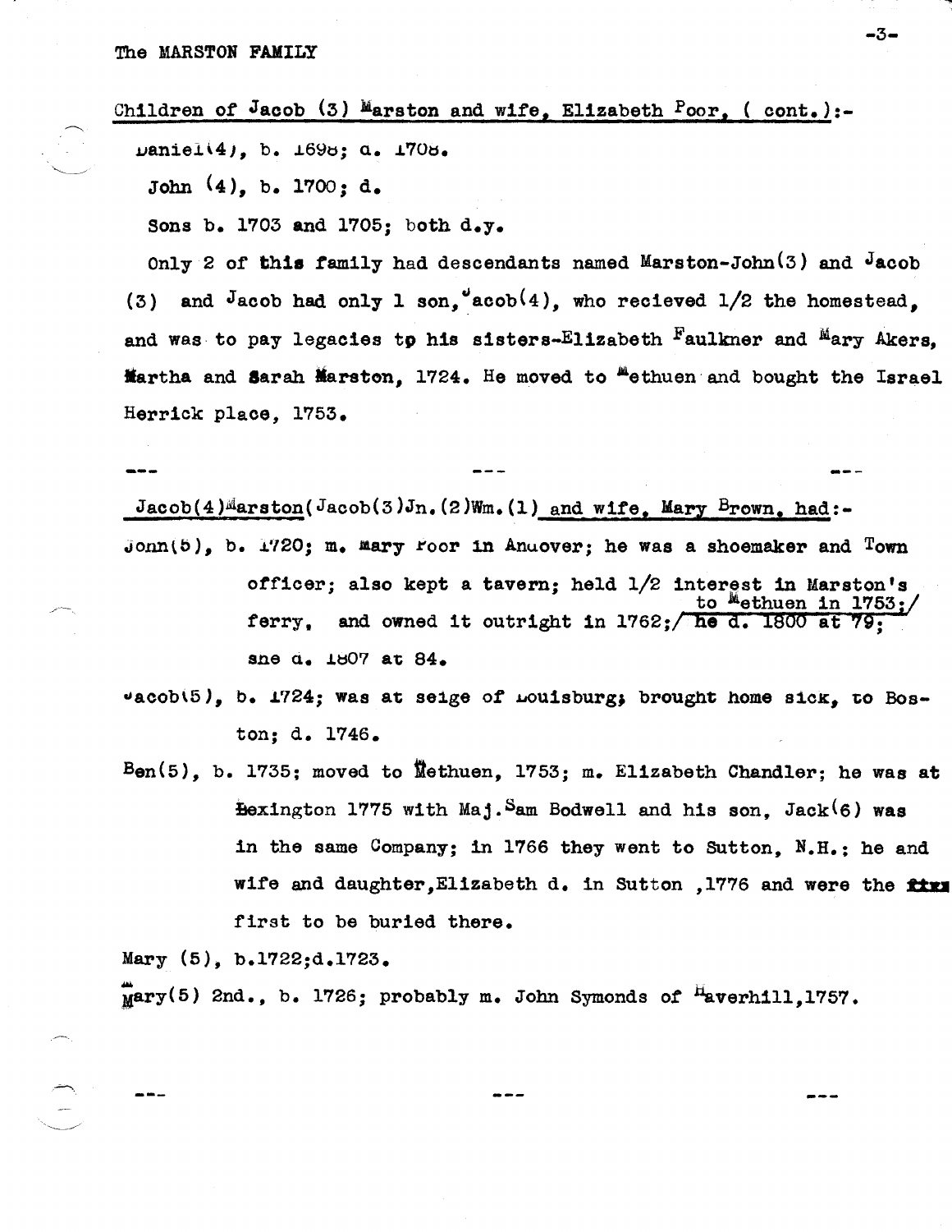The MARSTON FAMILY

Children of Jacob (3) Marston and wife, Elizabeth Poor, ( cont.):-

Daniel(4), b. 1698; d. 1708.

John (4), b. 1700; d.

Sons b. 1703 and 1705; both d.y.

Only 2 of this family had descendants named Marston-John(3) and Jacob (3) and Jacob had only 1 son, Jacob(4), who recieved 1/2 the homestead, and was to pay legacies to his sisters-Elizabeth Faulkner and Mary Akers, Martha and Sarah Marston, 1724. He moved to Methuen and bought the Israel Herrick place, 1753.

--- --- ---

Jacob(4)Marston(Jacob(3)Jn.(2)Wm.(1) and wife, Mary Brown, had:-

John(5), b. 1720; m. Mary Poor in Andover; he was a shoemaker and Town officer; also kept a tavern; held 1/2 interest in Marston's ferry, and owned it outright in 1762;/ to Methuen in 1753;/ he d. 1800 at 79; she d. 1807 at 84.

Jacob(5), b. 1724; was at seige of Louisburg; brought home sick, to Boston; d. 1746.

Ben(5), b. 1735; moved to Methuen, 1753; m. Elizabeth Chandler; he was at Lexington 1775 with Maj. Sam Bodwell and his son, Jack(6) was in the same Company; in 1766 they went to Sutton, N.H.; he and wife and daughter, Elizabeth d. in Sutton ,1776 and were the first to be buried there.

Mary (5), b.1722;d.1723.

Mary(5) 2nd., b. 1726; probably m. John Symonds of Haverhill,1757.

--- --- ---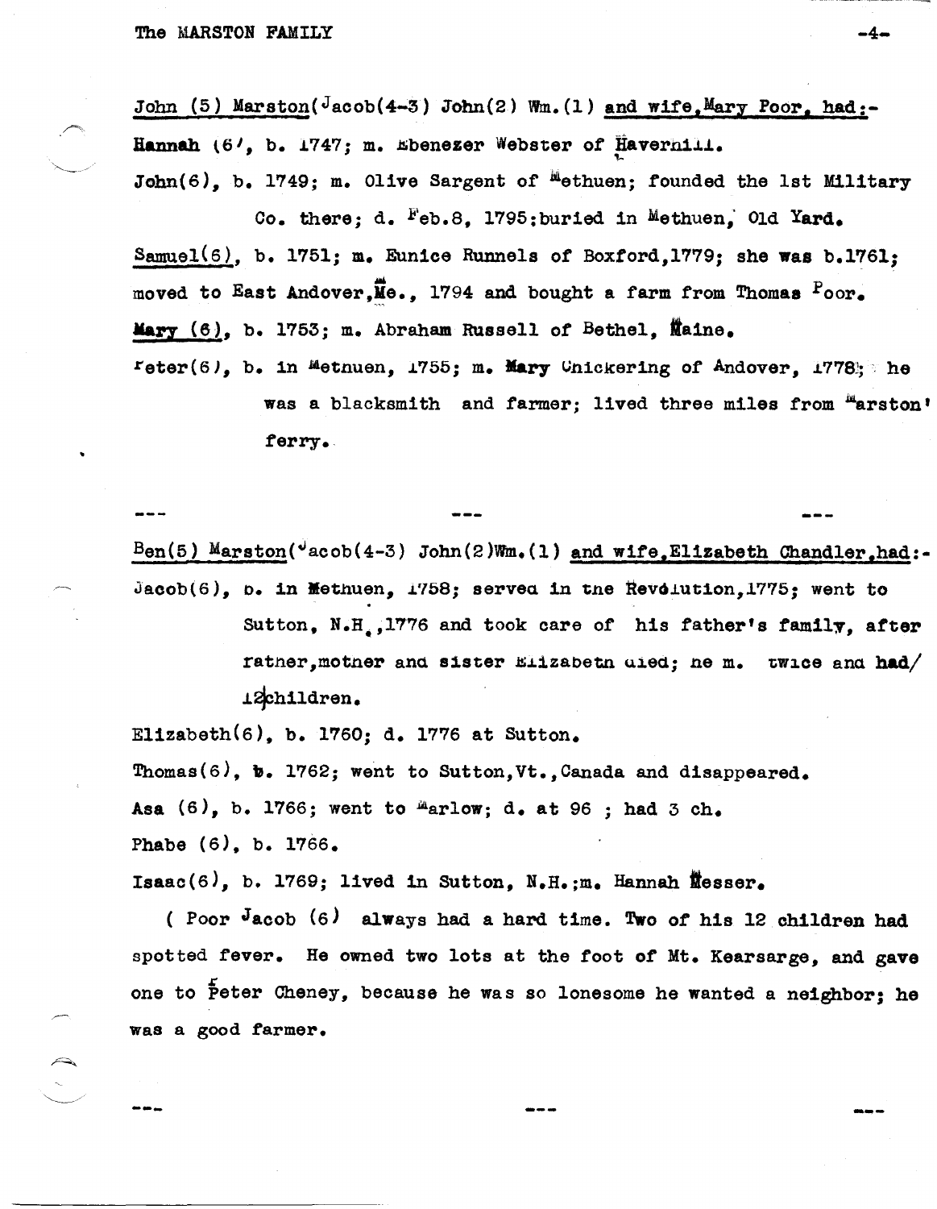John (5) Marston(Jacob(4-3) John(2) Wm.(1) <u>and wife, Mary Poor, had:-</u>

**Hannah** (6), b. 1747; m. Ebenezer Webster of Haverhill.

John(6), b. 1749; m. Olive Sargent of Methuen; founded the 1st Military Co. there; d. Feb.8, 1795; buried in Methuen, Old Yard.

<u>Samuel(6)</u>, b. 1751; m. Eunice Runnels of Boxford, 1779; she was b. 1761; moved to East Andover, Me., 1794 and bought a farm from Thomas Poor.

**<u>Mary (6)</u>**, b. 1753; m. Abraham Russell of Bethel, Maine.

Peter(6), b. in Methuen, 1755; m. **Mary** Chickering of Andover, 1778; he was a blacksmith and farmer; lived three miles from Marston' ferry.

--- --- ---

Ben(5) Marston(Jacob(4-3) John(2)Wm.(1) <u>and wife, Elizabeth Chandler, had:-</u>

Jacob(6), b. in Methuen, 1758; served in the Revolution, 1775; went to Sutton, N.H., 1776 and took care of his father's family, after father, mother and sister Elizabeth died; he m. twice and had 12 children.

Elizabeth(6), b. 1760; d. 1776 at Sutton.

Thomas(6), b. 1762; went to Sutton, Vt., Canada and disappeared.

Asa (6), b. 1766; went to Marlow; d. at 96 ; had 3 ch.

Phabe (6), b. 1766.

Isaac(6), b. 1769; lived in Sutton, N.H.; m. Hannah Messer.

( Poor Jacob (6) always had a hard time. Two of his 12 children had spotted fever. He owned two lots at the foot of Mt. Kearsarge, and gave one to Peter Cheney, because he was so lonesome he wanted a neighbor; he was a good farmer.

--- --- ---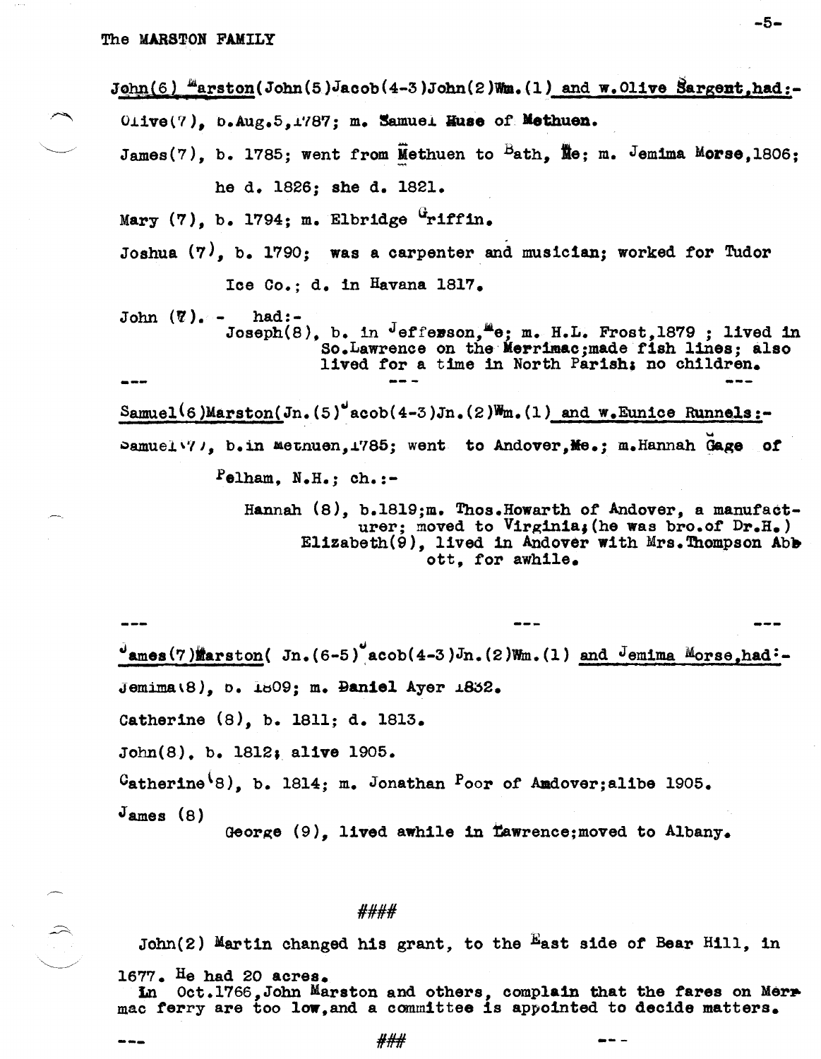The MARSTON FAMILY

John(6) Marston(John(5)Jacob(4-3)John(2)Wm.(1) and w.Olive Sargent,had:-

Olive(7), b.Aug.5,1787; m. Samuel Huse of Methuen.

James(7), b. 1785; went from Methuen to Bath, Me; m. Jemima Morse,1806;

he d. 1826; she d. 1821.

Mary (7), b. 1794; m. Elbridge Griffin.

Joshua (7), b. 1790; was a carpenter and musician; worked for Tudor

Ice Co.; d. in Havana 1817.

John (7). - had:-
Joseph(8), b. in Jefferson,Me; m. H.L. Frost,1879 ; lived in So.Lawrence on the Merrimac;made fish lines; also lived for a time in North Parish; no children.

--- --- ---

Samuel(6)Marston(Jn.(5)Jacob(4-3)Jn.(2)Wm.(1) and w.Eunice Runnels:-

Samuel(7), b.in Methuen,1785; went to Andover,Me.; m.Hannah Gage of

Pelham, N.H.; ch.:-

Hannah (8), b.1819;m. Thos.Howarth of Andover, a manufacturer; moved to Virginia;(he was bro.of Dr.H.)
Elizabeth(9), lived in Andover with Mrs.Thompson Abbott, for awhile.

--- --- ---

James(7)Marston( Jn.(6-5)Jacob(4-3)Jn.(2)Wm.(1) and Jemima Morse,had:-

Jemima(8), b. 1809; m. Daniel Ayer 1832.

Catherine (8), b. 1811; d. 1813.

John(8), b. 1812; alive 1905.

Catherine(8), b. 1814; m. Jonathan Poor of Andover;alibe 1905.

James (8)
George (9), lived awhile in Lawrence;moved to Albany.

####

John(2) Martin changed his grant, to the East side of Bear Hill, in 1677. He had 20 acres.

In Oct.1766,John Marston and others, complain that the fares on Merrimac ferry are too low,and a committee is appointed to decide matters.

--- ### ---